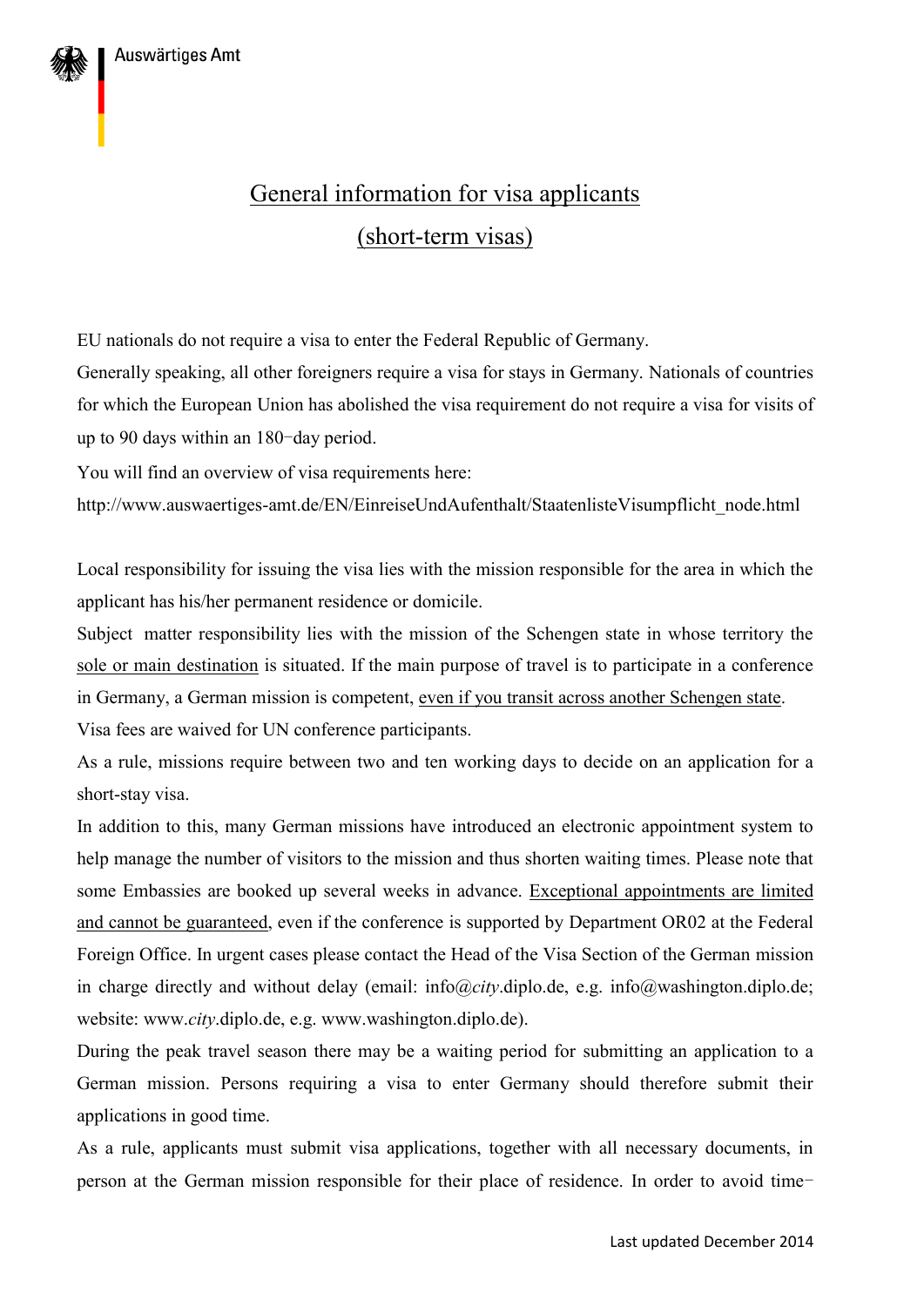Auswärtiges Amt

# General information for visa applicants

## (short-term visas)

EU nationals do not require a visa to enter the Federal Republic of Germany.

Generally speaking, all other foreigners require a visa for stays in Germany. Nationals of countries for which the European Union has abolished the visa requirement do not require a visa for visits of up to 90 days within an 180-day period.

You will find an overview of visa requirements here:

http://www.auswaertiges-amt.de/EN/EinreiseUndAufenthalt/StaatenlisteVisumpflicht_node.html

Local responsibility for issuing the visa lies with the mission responsible for the area in which the applicant has his/her permanent residence or domicile.

Subject matter responsibility lies with the mission of the Schengen state in whose territory the sole or main destination is situated. If the main purpose of travel is to participate in a conference in Germany, a German mission is competent, even if you transit across another Schengen state.

Visa fees are waived for UN conference participants.

As a rule, missions require between two and ten working days to decide on an application for a short-stay visa.

In addition to this, many German missions have introduced an electronic appointment system to help manage the number of visitors to the mission and thus shorten waiting times. Please note that some Embassies are booked up several weeks in advance. Exceptional appointments are limited and cannot be guaranteed, even if the conference is supported by Department OR02 at the Federal Foreign Office. In urgent cases please contact the Head of the Visa Section of the German mission in charge directly and without delay (email: info@*city*.diplo.de, e.g. info@washington.diplo.de; website: www.*city*.diplo.de, e.g. www.washington.diplo.de).

During the peak travel season there may be a waiting period for submitting an application to a German mission. Persons requiring a visa to enter Germany should therefore submit their applications in good time.

As a rule, applicants must submit visa applications, together with all necessary documents, in person at the German mission responsible for their place of residence. In order to avoid time-

Last updated December 2014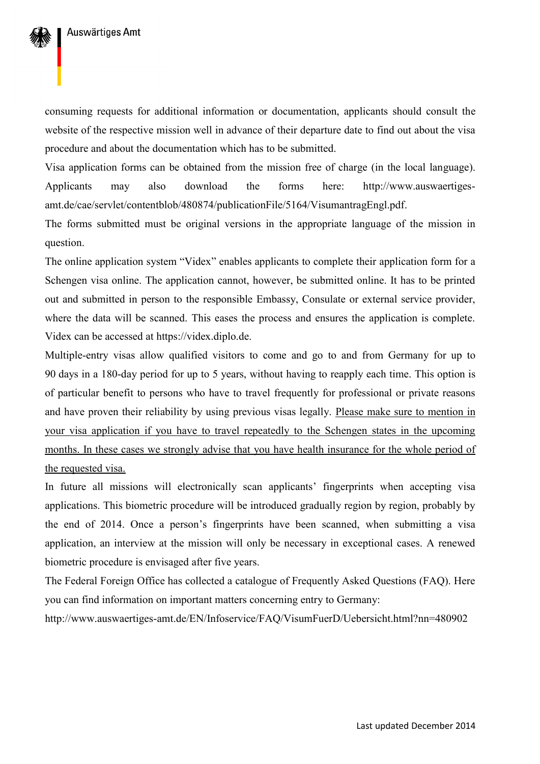consuming requests for additional information or documentation, applicants should consult the website of the respective mission well in advance of their departure date to find out about the visa procedure and about the documentation which has to be submitted.

Visa application forms can be obtained from the mission free of charge (in the local language). Applicants may also download the forms here: http://www.auswaertiges-amt.de/cae/servlet/contentblob/480874/publicationFile/5164/VisumantragEngl.pdf.

The forms submitted must be original versions in the appropriate language of the mission in question.

The online application system "Videx" enables applicants to complete their application form for a Schengen visa online. The application cannot, however, be submitted online. It has to be printed out and submitted in person to the responsible Embassy, Consulate or external service provider, where the data will be scanned. This eases the process and ensures the application is complete. Videx can be accessed at https://videx.diplo.de.

Multiple-entry visas allow qualified visitors to come and go to and from Germany for up to 90 days in a 180-day period for up to 5 years, without having to reapply each time. This option is of particular benefit to persons who have to travel frequently for professional or private reasons and have proven their reliability by using previous visas legally. <u>Please make sure to mention in your visa application if you have to travel repeatedly to the Schengen states in the upcoming months. In these cases we strongly advise that you have health insurance for the whole period of the requested visa.</u>

In future all missions will electronically scan applicants' fingerprints when accepting visa applications. This biometric procedure will be introduced gradually region by region, probably by the end of 2014. Once a person's fingerprints have been scanned, when submitting a visa application, an interview at the mission will only be necessary in exceptional cases. A renewed biometric procedure is envisaged after five years.

The Federal Foreign Office has collected a catalogue of Frequently Asked Questions (FAQ). Here you can find information on important matters concerning entry to Germany:

http://www.auswaertiges-amt.de/EN/Infoservice/FAQ/VisumFuerD/Uebersicht.html?nn=480902

Last updated December 2014